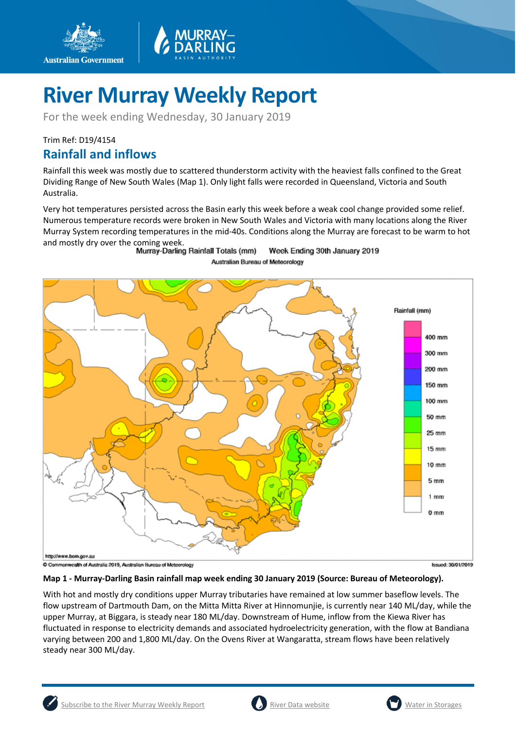# River Murray Weekly Report

For the week ending Wednesday, 30 January 2019

Trim Ref: D19/4154

## Rainfall and inflows

Rainfall this week was mostly due to scattered thunderstorm activity with the heaviest falls confined to the Great Dividing Range of New South Wales (Map 1). Only light falls were recorded in Queensland, Victoria and South Australia.

Very hot temperatures persisted across the Basin early this week before a weak cool change provided some relief. Numerous temperature records were broken in New South Wales and Victoria with many locations along the River Murray System recording temperatures in the mid-40s. Conditions along the Murray are forecast to be warm to hot and mostly dry over the coming week.

**Map 1 - Murray-Darling Basin rainfall map week ending 30 January 2019 (Source: Bureau of Meteorology).**

With hot and mostly dry conditions upper Murray tributaries have remained at low summer baseflow levels. The flow upstream of Dartmouth Dam, on the Mitta Mitta River at Hinnomunjie, is currently near 140 ML/day, while the upper Murray, at Biggara, is steady near 180 ML/day. Downstream of Hume, inflow from the Kiewa River has fluctuated in response to electricity demands and associated hydroelectricity generation, with the flow at Bandiana varying between 200 and 1,800 ML/day. On the Ovens River at Wangaratta, stream flows have been relatively steady near 300 ML/day.

Subscribe to the River Murray Weekly Report | River Data website | Water in Storages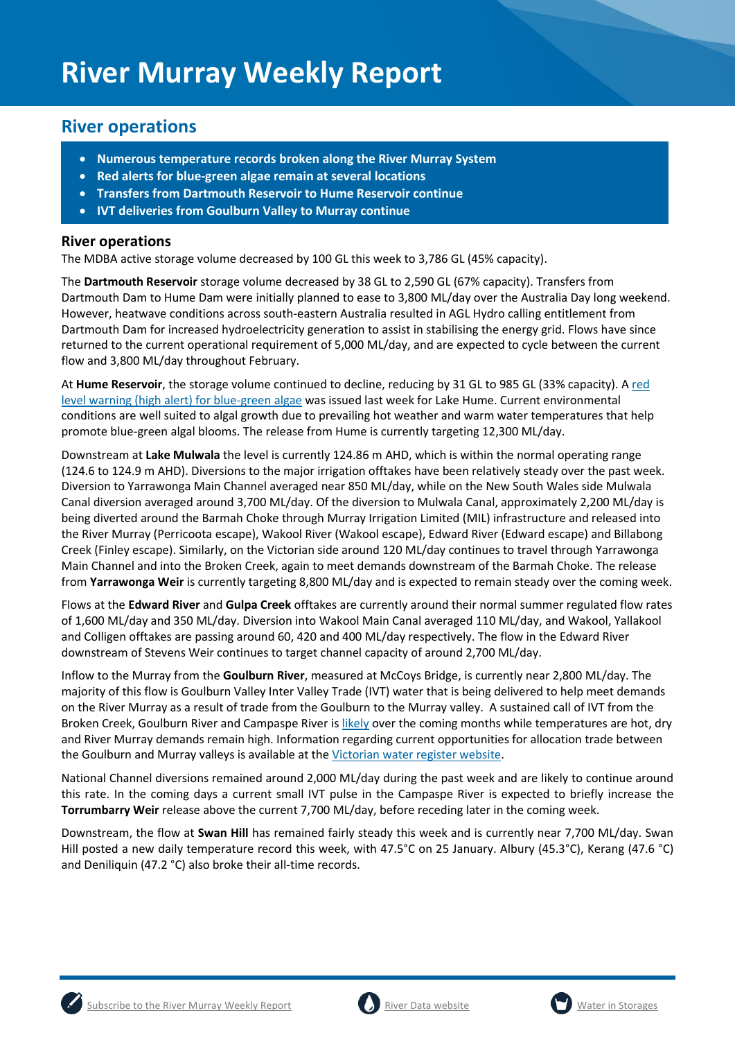# River Murray Weekly Report

## River operations

- **Numerous temperature records broken along the River Murray System**
- **Red alerts for blue-green algae remain at several locations**
- **Transfers from Dartmouth Reservoir to Hume Reservoir continue**
- **IVT deliveries from Goulburn Valley to Murray continue**

### River operations

The MDBA active storage volume decreased by 100 GL this week to 3,786 GL (45% capacity).

The **Dartmouth Reservoir** storage volume decreased by 38 GL to 2,590 GL (67% capacity). Transfers from Dartmouth Dam to Hume Dam were initially planned to ease to 3,800 ML/day over the Australia Day long weekend. However, heatwave conditions across south-eastern Australia resulted in AGL Hydro calling entitlement from Dartmouth Dam for increased hydroelectricity generation to assist in stabilising the energy grid. Flows have since returned to the current operational requirement of 5,000 ML/day, and are expected to cycle between the current flow and 3,800 ML/day throughout February.

At **Hume Reservoir**, the storage volume continued to decline, reducing by 31 GL to 985 GL (33% capacity). A red level warning (high alert) for blue-green algae was issued last week for Lake Hume. Current environmental conditions are well suited to algal growth due to prevailing hot weather and warm water temperatures that help promote blue-green algal blooms. The release from Hume is currently targeting 12,300 ML/day.

Downstream at **Lake Mulwala** the level is currently 124.86 m AHD, which is within the normal operating range (124.6 to 124.9 m AHD). Diversions to the major irrigation offtakes have been relatively steady over the past week. Diversion to Yarrawonga Main Channel averaged near 850 ML/day, while on the New South Wales side Mulwala Canal diversion averaged around 3,700 ML/day. Of the diversion to Mulwala Canal, approximately 2,200 ML/day is being diverted around the Barmah Choke through Murray Irrigation Limited (MIL) infrastructure and released into the River Murray (Perricoota escape), Wakool River (Wakool escape), Edward River (Edward escape) and Billabong Creek (Finley escape). Similarly, on the Victorian side around 120 ML/day continues to travel through Yarrawonga Main Channel and into the Broken Creek, again to meet demands downstream of the Barmah Choke. The release from **Yarrawonga Weir** is currently targeting 8,800 ML/day and is expected to remain steady over the coming week.

Flows at the **Edward River** and **Gulpa Creek** offtakes are currently around their normal summer regulated flow rates of 1,600 ML/day and 350 ML/day. Diversion into Wakool Main Canal averaged 110 ML/day, and Wakool, Yallakool and Colligen offtakes are passing around 60, 420 and 400 ML/day respectively. The flow in the Edward River downstream of Stevens Weir continues to target channel capacity of around 2,700 ML/day.

Inflow to the Murray from the **Goulburn River**, measured at McCoys Bridge, is currently near 2,800 ML/day. The majority of this flow is Goulburn Valley Inter Valley Trade (IVT) water that is being delivered to help meet demands on the River Murray as a result of trade from the Goulburn to the Murray valley. A sustained call of IVT from the Broken Creek, Goulburn River and Campaspe River is likely over the coming months while temperatures are hot, dry and River Murray demands remain high. Information regarding current opportunities for allocation trade between the Goulburn and Murray valleys is available at the Victorian water register website.

National Channel diversions remained around 2,000 ML/day during the past week and are likely to continue around this rate. In the coming days a current small IVT pulse in the Campaspe River is expected to briefly increase the **Torrumbarry Weir** release above the current 7,700 ML/day, before receding later in the coming week.

Downstream, the flow at **Swan Hill** has remained fairly steady this week and is currently near 7,700 ML/day. Swan Hill posted a new daily temperature record this week, with 47.5°C on 25 January. Albury (45.3°C), Kerang (47.6 °C) and Deniliquin (47.2 °C) also broke their all-time records.

Subscribe to the River Murray Weekly Report | River Data website | Water in Storages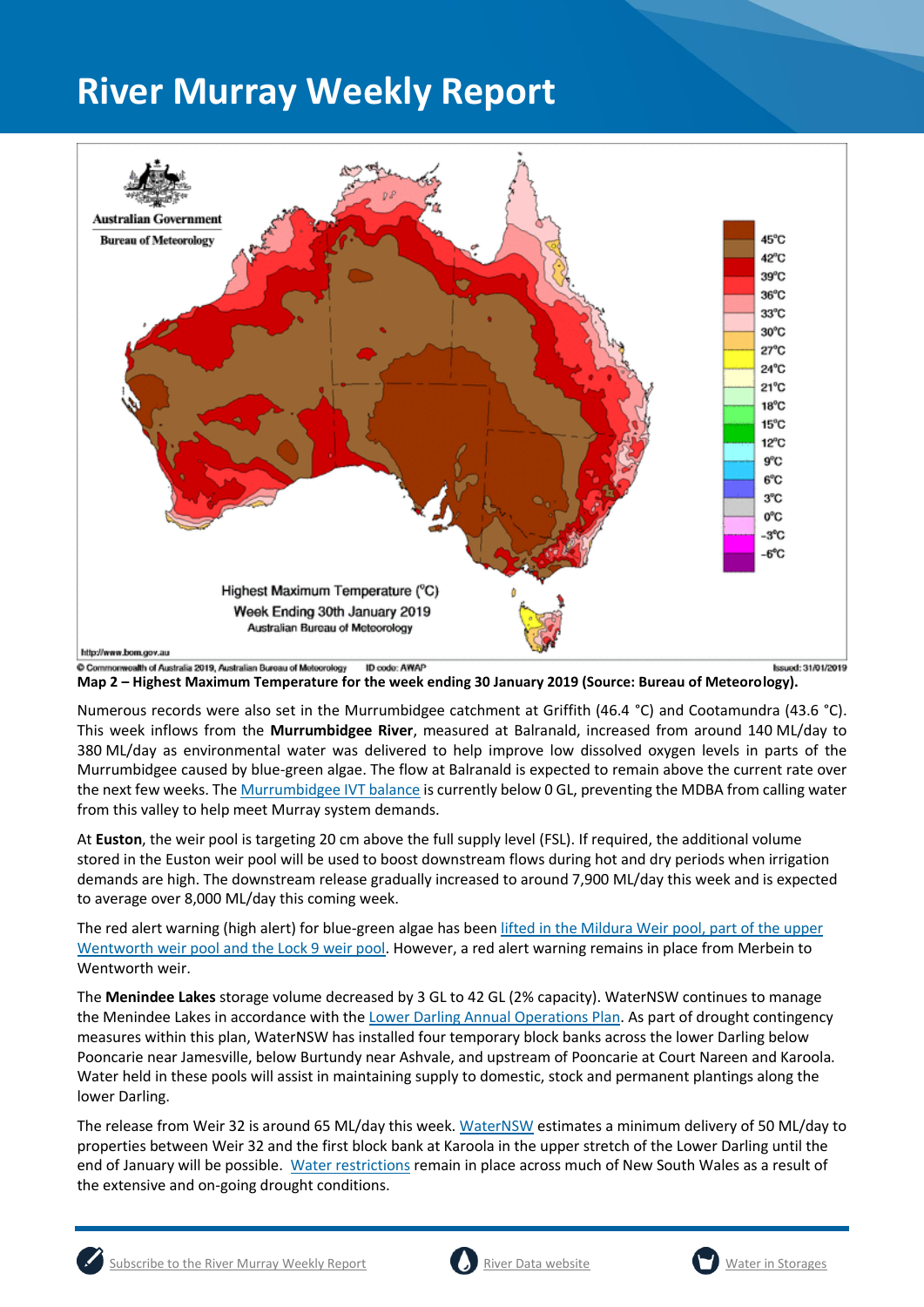# River Murray Weekly Report

**Map 2 – Highest Maximum Temperature for the week ending 30 January 2019 (Source: Bureau of Meteorology).**

Numerous records were also set in the Murrumbidgee catchment at Griffith (46.4 °C) and Cootamundra (43.6 °C). This week inflows from the **Murrumbidgee River**, measured at Balranald, increased from around 140 ML/day to 380 ML/day as environmental water was delivered to help improve low dissolved oxygen levels in parts of the Murrumbidgee caused by blue-green algae. The flow at Balranald is expected to remain above the current rate over the next few weeks. The Murrumbidgee IVT balance is currently below 0 GL, preventing the MDBA from calling water from this valley to help meet Murray system demands.

At **Euston**, the weir pool is targeting 20 cm above the full supply level (FSL). If required, the additional volume stored in the Euston weir pool will be used to boost downstream flows during hot and dry periods when irrigation demands are high. The downstream release gradually increased to around 7,900 ML/day this week and is expected to average over 8,000 ML/day this coming week.

The red alert warning (high alert) for blue-green algae has been lifted in the Mildura Weir pool, part of the upper Wentworth weir pool and the Lock 9 weir pool. However, a red alert warning remains in place from Merbein to Wentworth weir.

The **Menindee Lakes** storage volume decreased by 3 GL to 42 GL (2% capacity). WaterNSW continues to manage the Menindee Lakes in accordance with the Lower Darling Annual Operations Plan. As part of drought contingency measures within this plan, WaterNSW has installed four temporary block banks across the lower Darling below Pooncarie near Jamesville, below Burtundy near Ashvale, and upstream of Pooncarie at Court Nareen and Karoola. Water held in these pools will assist in maintaining supply to domestic, stock and permanent plantings along the lower Darling.

The release from Weir 32 is around 65 ML/day this week. WaterNSW estimates a minimum delivery of 50 ML/day to properties between Weir 32 and the first block bank at Karoola in the upper stretch of the Lower Darling until the end of January will be possible. Water restrictions remain in place across much of New South Wales as a result of the extensive and on-going drought conditions.

Subscribe to the River Murray Weekly Report | River Data website | Water in Storages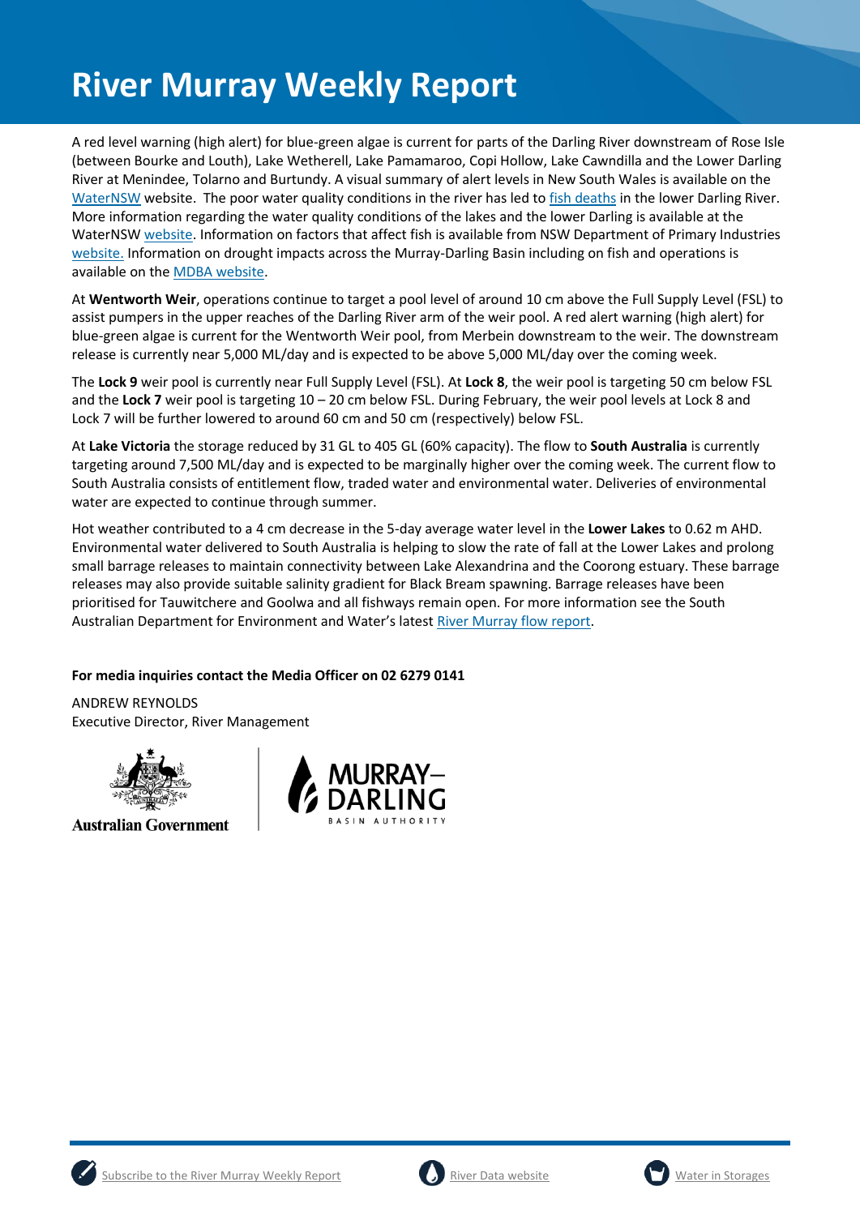# River Murray Weekly Report

A red level warning (high alert) for blue-green algae is current for parts of the Darling River downstream of Rose Isle (between Bourke and Louth), Lake Wetherell, Lake Pamamaroo, Copi Hollow, Lake Cawndilla and the Lower Darling River at Menindee, Tolarno and Burtundy. A visual summary of alert levels in New South Wales is available on the WaterNSW website. The poor water quality conditions in the river has led to fish deaths in the lower Darling River. More information regarding the water quality conditions of the lakes and the lower Darling is available at the WaterNSW website. Information on factors that affect fish is available from NSW Department of Primary Industries website. Information on drought impacts across the Murray-Darling Basin including on fish and operations is available on the MDBA website.

At **Wentworth Weir**, operations continue to target a pool level of around 10 cm above the Full Supply Level (FSL) to assist pumpers in the upper reaches of the Darling River arm of the weir pool. A red alert warning (high alert) for blue-green algae is current for the Wentworth Weir pool, from Merbein downstream to the weir. The downstream release is currently near 5,000 ML/day and is expected to be above 5,000 ML/day over the coming week.

The **Lock 9** weir pool is currently near Full Supply Level (FSL). At **Lock 8**, the weir pool is targeting 50 cm below FSL and the **Lock 7** weir pool is targeting 10 – 20 cm below FSL. During February, the weir pool levels at Lock 8 and Lock 7 will be further lowered to around 60 cm and 50 cm (respectively) below FSL.

At **Lake Victoria** the storage reduced by 31 GL to 405 GL (60% capacity). The flow to **South Australia** is currently targeting around 7,500 ML/day and is expected to be marginally higher over the coming week. The current flow to South Australia consists of entitlement flow, traded water and environmental water. Deliveries of environmental water are expected to continue through summer.

Hot weather contributed to a 4 cm decrease in the 5-day average water level in the **Lower Lakes** to 0.62 m AHD. Environmental water delivered to South Australia is helping to slow the rate of fall at the Lower Lakes and prolong small barrage releases to maintain connectivity between Lake Alexandrina and the Coorong estuary. These barrage releases may also provide suitable salinity gradient for Black Bream spawning. Barrage releases have been prioritised for Tauwitchere and Goolwa and all fishways remain open. For more information see the South Australian Department for Environment and Water's latest River Murray flow report.

**For media inquiries contact the Media Officer on 02 6279 0141**

ANDREW REYNOLDS
Executive Director, River Management

Australian Government | MURRAY–DARLING BASIN AUTHORITY

Subscribe to the River Murray Weekly Report | River Data website | Water in Storages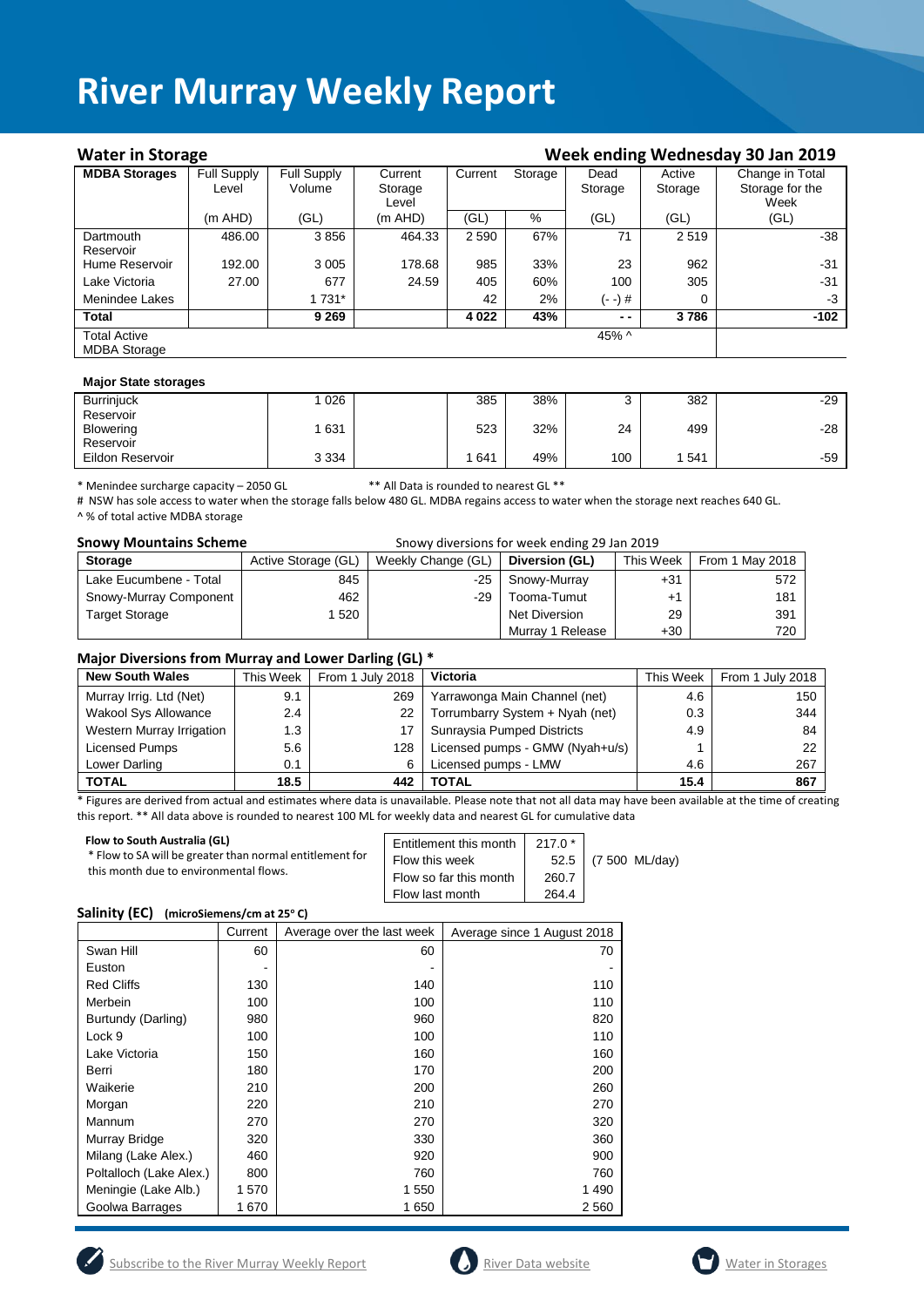# River Murray Weekly Report

## Water in Storage

**Week ending Wednesday 30 Jan 2019**

| MDBA Storages | Full Supply Level | Full Supply Volume | Current Storage Level | Current | Storage | Dead Storage | Active Storage | Change in Total Storage for the Week |
|---|---|---|---|---|---|---|---|---|
| | (m AHD) | (GL) | (m AHD) | (GL) | % | (GL) | (GL) | (GL) |
| Dartmouth Reservoir | 486.00 | 3 856 | 464.33 | 2 590 | 67% | 71 | 2 519 | -38 |
| Hume Reservoir | 192.00 | 3 005 | 178.68 | 985 | 33% | 23 | 962 | -31 |
| Lake Victoria | 27.00 | 677 | 24.59 | 405 | 60% | 100 | 305 | -31 |
| Menindee Lakes | | 1 731* | | 42 | 2% | (- -) # | 0 | -3 |
| **Total** | | **9 269** | | **4 022** | **43%** | **- -** | **3 786** | **-102** |
| Total Active MDBA Storage | | | | | | 45% ^ | | |

**Major State storages**

| | | | | | | | |
|---|---|---|---|---|---|---|---|
| Burrinjuck Reservoir | 1 026 | | 385 | 38% | 3 | 382 | -29 |
| Blowering Reservoir | 1 631 | | 523 | 32% | 24 | 499 | -28 |
| Eildon Reservoir | 3 334 | | 1 641 | 49% | 100 | 1 541 | -59 |

\* Menindee surcharge capacity – 2050 GL ** All Data is rounded to nearest GL **

# NSW has sole access to water when the storage falls below 480 GL. MDBA regains access to water when the storage next reaches 640 GL.

^ % of total active MDBA storage

## Snowy Mountains Scheme

Snowy diversions for week ending 29 Jan 2019

| Storage | Active Storage (GL) | Weekly Change (GL) | Diversion (GL) | This Week | From 1 May 2018 |
|---|---|---|---|---|---|
| Lake Eucumbene - Total | 845 | -25 | Snowy-Murray | +31 | 572 |
| Snowy-Murray Component | 462 | -29 | Tooma-Tumut | +1 | 181 |
| Target Storage | 1 520 | | Net Diversion | 29 | 391 |
| | | | Murray 1 Release | +30 | 720 |

## Major Diversions from Murray and Lower Darling (GL) *

| New South Wales | This Week | From 1 July 2018 | Victoria | This Week | From 1 July 2018 |
|---|---|---|---|---|---|
| Murray Irrig. Ltd (Net) | 9.1 | 269 | Yarrawonga Main Channel (net) | 4.6 | 150 |
| Wakool Sys Allowance | 2.4 | 22 | Torrumbarry System + Nyah (net) | 0.3 | 344 |
| Western Murray Irrigation | 1.3 | 17 | Sunraysia Pumped Districts | 4.9 | 84 |
| Licensed Pumps | 5.6 | 128 | Licensed pumps - GMW (Nyah+u/s) | 1 | 22 |
| Lower Darling | 0.1 | 6 | Licensed pumps - LMW | 4.6 | 267 |
| **TOTAL** | **18.5** | **442** | **TOTAL** | **15.4** | **867** |

\* Figures are derived from actual and estimates where data is unavailable. Please note that not all data may have been available at the time of creating this report. ** All data above is rounded to nearest 100 ML for weekly data and nearest GL for cumulative data

**Flow to South Australia (GL)**

\* Flow to SA will be greater than normal entitlement for this month due to environmental flows.

| | | |
|---|---|---|
| Entitlement this month | 217.0 * | |
| Flow this week | 52.5 | (7 500 ML/day) |
| Flow so far this month | 260.7 | |
| Flow last month | 264.4 | |

## Salinity (EC) (microSiemens/cm at 25° C)

| | Current | Average over the last week | Average since 1 August 2018 |
|---|---|---|---|
| Swan Hill | 60 | 60 | 70 |
| Euston | - | - | - |
| Red Cliffs | 130 | 140 | 110 |
| Merbein | 100 | 100 | 110 |
| Burtundy (Darling) | 980 | 960 | 820 |
| Lock 9 | 100 | 100 | 110 |
| Lake Victoria | 150 | 160 | 160 |
| Berri | 180 | 170 | 200 |
| Waikerie | 210 | 200 | 260 |
| Morgan | 220 | 210 | 270 |
| Mannum | 270 | 270 | 320 |
| Murray Bridge | 320 | 330 | 360 |
| Milang (Lake Alex.) | 460 | 920 | 900 |
| Poltalloch (Lake Alex.) | 800 | 760 | 760 |
| Meningie (Lake Alb.) | 1 570 | 1 550 | 1 490 |
| Goolwa Barrages | 1 670 | 1 650 | 2 560 |

Subscribe to the River Murray Weekly Report | River Data website | Water in Storages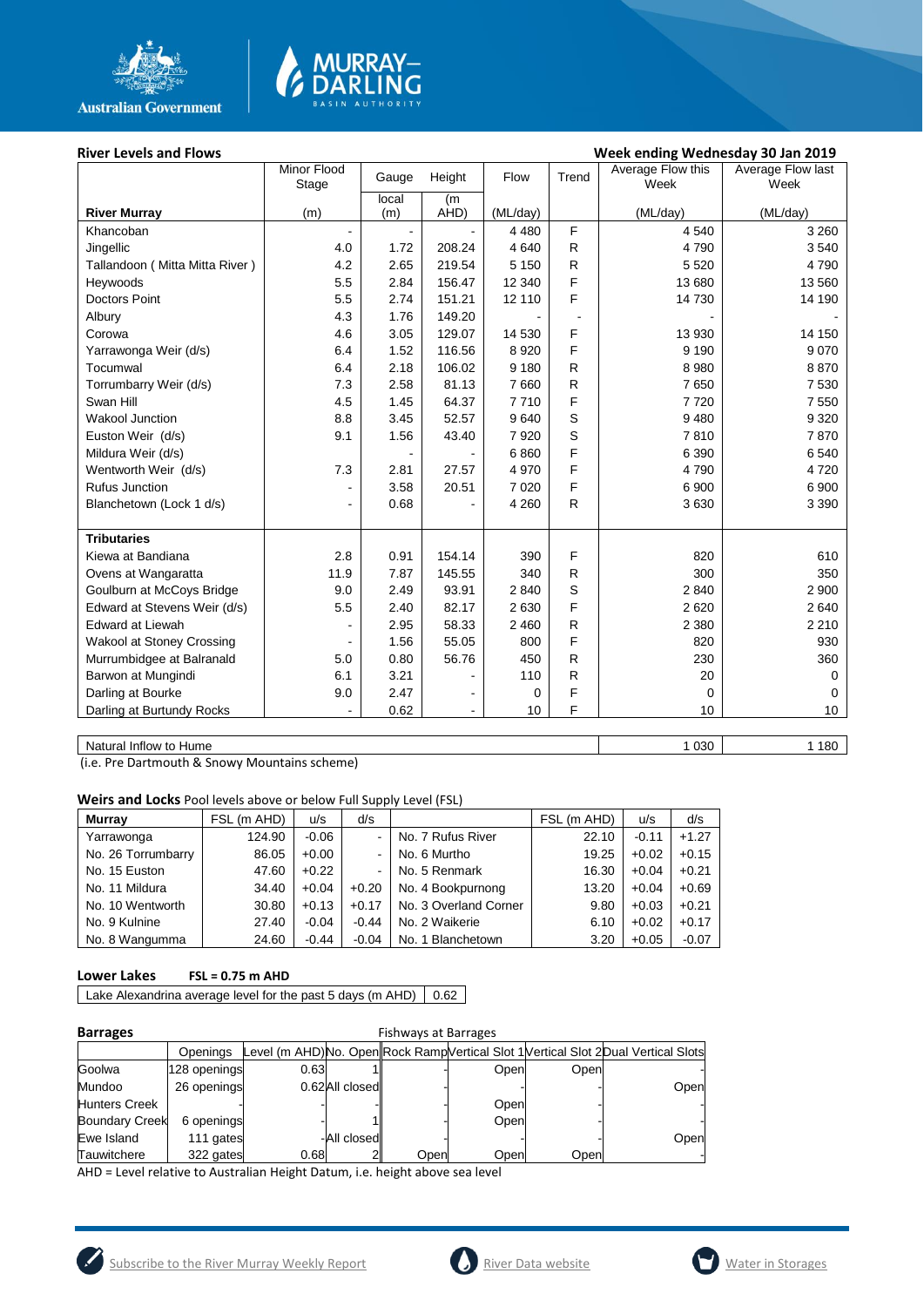**River Levels and Flows** **Week ending Wednesday 30 Jan 2019**

| River Murray | Minor Flood Stage (m) | Gauge local (m) | Height (m AHD) | Flow (ML/day) | Trend | Average Flow this Week (ML/day) | Average Flow last Week (ML/day) |
|---|---|---|---|---|---|---|---|
| Khancoban | - | - | - | 4 480 | F | 4 540 | 3 260 |
| Jingellic | 4.0 | 1.72 | 208.24 | 4 640 | R | 4 790 | 3 540 |
| Tallandoon ( Mitta Mitta River ) | 4.2 | 2.65 | 219.54 | 5 150 | R | 5 520 | 4 790 |
| Heywoods | 5.5 | 2.84 | 156.47 | 12 340 | F | 13 680 | 13 560 |
| Doctors Point | 5.5 | 2.74 | 151.21 | 12 110 | F | 14 730 | 14 190 |
| Albury | 4.3 | 1.76 | 149.20 | - | - | - | - |
| Corowa | 4.6 | 3.05 | 129.07 | 14 530 | F | 13 930 | 14 150 |
| Yarrawonga Weir (d/s) | 6.4 | 1.52 | 116.56 | 8 920 | F | 9 190 | 9 070 |
| Tocumwal | 6.4 | 2.18 | 106.02 | 9 180 | R | 8 980 | 8 870 |
| Torrumbarry Weir (d/s) | 7.3 | 2.58 | 81.13 | 7 660 | R | 7 650 | 7 530 |
| Swan Hill | 4.5 | 1.45 | 64.37 | 7 710 | F | 7 720 | 7 550 |
| Wakool Junction | 8.8 | 3.45 | 52.57 | 9 640 | S | 9 480 | 9 320 |
| Euston Weir (d/s) | 9.1 | 1.56 | 43.40 | 7 920 | S | 7 810 | 7 870 |
| Mildura Weir (d/s) | | - | - | 6 860 | F | 6 390 | 6 540 |
| Wentworth Weir (d/s) | 7.3 | 2.81 | 27.57 | 4 970 | F | 4 790 | 4 720 |
| Rufus Junction | - | 3.58 | 20.51 | 7 020 | F | 6 900 | 6 900 |
| Blanchetown (Lock 1 d/s) | - | 0.68 | - | 4 260 | R | 3 630 | 3 390 |
| **Tributaries** | | | | | | | |
| Kiewa at Bandiana | 2.8 | 0.91 | 154.14 | 390 | F | 820 | 610 |
| Ovens at Wangaratta | 11.9 | 7.87 | 145.55 | 340 | R | 300 | 350 |
| Goulburn at McCoys Bridge | 9.0 | 2.49 | 93.91 | 2 840 | S | 2 840 | 2 900 |
| Edward at Stevens Weir (d/s) | 5.5 | 2.40 | 82.17 | 2 630 | F | 2 620 | 2 640 |
| Edward at Liewah | - | 2.95 | 58.33 | 2 460 | R | 2 380 | 2 210 |
| Wakool at Stoney Crossing | - | 1.56 | 55.05 | 800 | F | 820 | 930 |
| Murrumbidgee at Balranald | 5.0 | 0.80 | 56.76 | 450 | R | 230 | 360 |
| Barwon at Mungindi | 6.1 | 3.21 | - | 110 | R | 20 | 0 |
| Darling at Bourke | 9.0 | 2.47 | - | 0 | F | 0 | 0 |
| Darling at Burtundy Rocks | - | 0.62 | - | 10 | F | 10 | 10 |

| | This Week | Last Week |
|---|---|---|
| Natural Inflow to Hume | 1 030 | 1 180 |

(i.e. Pre Dartmouth & Snowy Mountains scheme)

**Weirs and Locks** Pool levels above or below Full Supply Level (FSL)

| Murray | FSL (m AHD) | u/s | d/s | | FSL (m AHD) | u/s | d/s |
|---|---|---|---|---|---|---|---|
| Yarrawonga | 124.90 | -0.06 | - | No. 7 Rufus River | 22.10 | -0.11 | +1.27 |
| No. 26 Torrumbarry | 86.05 | +0.00 | - | No. 6 Murtho | 19.25 | +0.02 | +0.15 |
| No. 15 Euston | 47.60 | +0.22 | - | No. 5 Renmark | 16.30 | +0.04 | +0.21 |
| No. 11 Mildura | 34.40 | +0.04 | +0.20 | No. 4 Bookpurnong | 13.20 | +0.04 | +0.69 |
| No. 10 Wentworth | 30.80 | +0.13 | +0.17 | No. 3 Overland Corner | 9.80 | +0.03 | +0.21 |
| No. 9 Kulnine | 27.40 | -0.04 | -0.44 | No. 2 Waikerie | 6.10 | +0.02 | +0.17 |
| No. 8 Wangumma | 24.60 | -0.44 | -0.04 | No. 1 Blanchetown | 3.20 | +0.05 | -0.07 |

**Lower Lakes** **FSL = 0.75 m AHD**

| Lake Alexandrina average level for the past 5 days (m AHD) | 0.62 |
|---|---|

**Barrages** Fishways at Barrages

| | Openings | Level (m AHD) | No. Open | Rock Ramp | Vertical Slot 1 | Vertical Slot 2 | Dual Vertical Slots |
|---|---|---|---|---|---|---|---|
| Goolwa | 128 openings | 0.63 | 1 | - | Open | Open | - |
| Mundoo | 26 openings | 0.62 | All closed | - | - | - | Open |
| Hunters Creek | - | - | - | - | Open | - | - |
| Boundary Creek | 6 openings | - | 1 | - | Open | - | - |
| Ewe Island | 111 gates | - | All closed | - | - | - | Open |
| Tauwitchere | 322 gates | 0.68 | 2 | Open | Open | Open | - |

AHD = Level relative to Australian Height Datum, i.e. height above sea level

Subscribe to the River Murray Weekly Report River Data website Water in Storages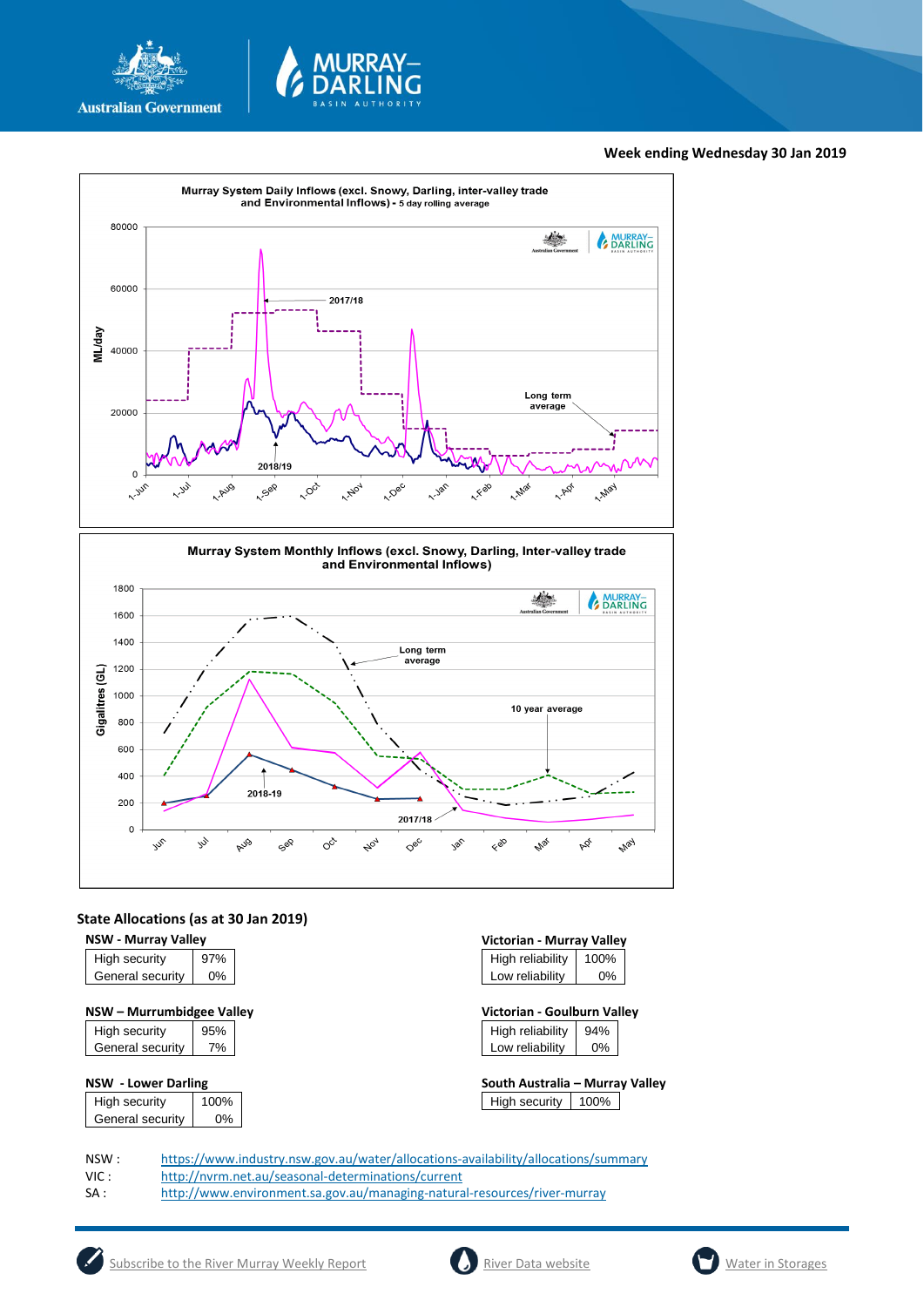**Week ending Wednesday 30 Jan 2019**

Murray System Daily Inflows (excl. Snowy, Darling, inter-valley trade and Environmental Inflows) - 5 day rolling average

80000
60000
40000
20000
0

ML/day

2017/18
Long term average
2018/19

1-Jun 1-Jul 1-Aug 1-Sep 1-Oct 1-Nov 1-Dec 1-Jan 1-Feb 1-Mar 1-Apr 1-May

Murray System Monthly Inflows (excl. Snowy, Darling, Inter-valley trade and Environmental Inflows)

1800
1600
1400
1200
1000
800
600
400
200
0

Gigalitres (GL)

Long term average
10 year average
2018-19
2017/18

Jun Jul Aug Sep Oct Nov Dec Jan Feb Mar Apr May

## State Allocations (as at 30 Jan 2019)

**NSW - Murray Valley**

| | |
|---|---|
| High security | 97% |
| General security | 0% |

**NSW – Murrumbidgee Valley**

| | |
|---|---|
| High security | 95% |
| General security | 7% |

**NSW - Lower Darling**

| | |
|---|---|
| High security | 100% |
| General security | 0% |

**Victorian - Murray Valley**

| | |
|---|---|
| High reliability | 100% |
| Low reliability | 0% |

**Victorian - Goulburn Valley**

| | |
|---|---|
| High reliability | 94% |
| Low reliability | 0% |

**South Australia – Murray Valley**

| | |
|---|---|
| High security | 100% |

NSW : https://www.industry.nsw.gov.au/water/allocations-availability/allocations/summary
VIC : http://nvrm.net.au/seasonal-determinations/current
SA : http://www.environment.sa.gov.au/managing-natural-resources/river-murray

Subscribe to the River Murray Weekly Report | River Data website | Water in Storages